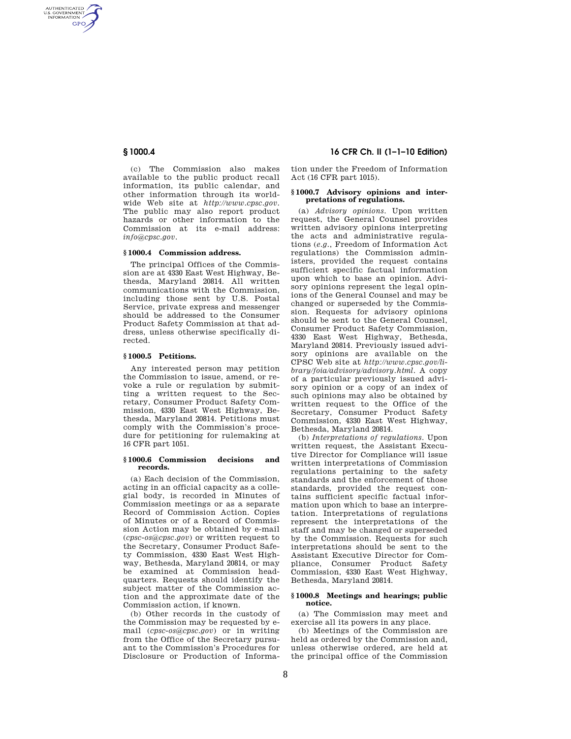(c) The Commission also makes available to the public product recall information, its public calendar, and other information through its worldwide Web site at *http://www.cpsc.gov*. The public may also report product hazards or other information to the Commission at its e-mail address: *info@cpsc.gov*.

### § 1000.4 Commission address.

The principal Offices of the Commission are at 4330 East West Highway, Bethesda, Maryland 20814. All written communications with the Commission, including those sent by U.S. Postal Service, private express and messenger should be addressed to the Consumer Product Safety Commission at that address, unless otherwise specifically directed.

### § 1000.5 Petitions.

Any interested person may petition the Commission to issue, amend, or revoke a rule or regulation by submitting a written request to the Secretary, Consumer Product Safety Commission, 4330 East West Highway, Bethesda, Maryland 20814. Petitions must comply with the Commission's procedure for petitioning for rulemaking at 16 CFR part 1051.

### § 1000.6 Commission decisions and records.

(a) Each decision of the Commission, acting in an official capacity as a collegial body, is recorded in Minutes of Commission meetings or as a separate Record of Commission Action. Copies of Minutes or of a Record of Commission Action may be obtained by e-mail (*cpsc-os@cpsc.gov*) or written request to the Secretary, Consumer Product Safety Commission, 4330 East West Highway, Bethesda, Maryland 20814, or may be examined at Commission headquarters. Requests should identify the subject matter of the Commission action and the approximate date of the Commission action, if known.

(b) Other records in the custody of the Commission may be requested by e-mail (*cpsc-os@cpsc.gov*) or in writing from the Office of the Secretary pursuant to the Commission's Procedures for Disclosure or Production of Information under the Freedom of Information Act (16 CFR part 1015).

### § 1000.7 Advisory opinions and interpretations of regulations.

(a) *Advisory opinions.* Upon written request, the General Counsel provides written advisory opinions interpreting the acts and administrative regulations (*e.g.*, Freedom of Information Act regulations) the Commission administers, provided the request contains sufficient specific factual information upon which to base an opinion. Advisory opinions represent the legal opinions of the General Counsel and may be changed or superseded by the Commission. Requests for advisory opinions should be sent to the General Counsel, Consumer Product Safety Commission, 4330 East West Highway, Bethesda, Maryland 20814. Previously issued advisory opinions are available on the CPSC Web site at *http://www.cpsc.gov/library/foia/advisory/advisory.html*. A copy of a particular previously issued advisory opinion or a copy of an index of such opinions may also be obtained by written request to the Office of the Secretary, Consumer Product Safety Commission, 4330 East West Highway, Bethesda, Maryland 20814.

(b) *Interpretations of regulations.* Upon written request, the Assistant Executive Director for Compliance will issue written interpretations of Commission regulations pertaining to the safety standards and the enforcement of those standards, provided the request contains sufficient specific factual information upon which to base an interpretation. Interpretations of regulations represent the interpretations of the staff and may be changed or superseded by the Commission. Requests for such interpretations should be sent to the Assistant Executive Director for Compliance, Consumer Product Safety Commission, 4330 East West Highway, Bethesda, Maryland 20814.

### § 1000.8 Meetings and hearings; public notice.

(a) The Commission may meet and exercise all its powers in any place.

(b) Meetings of the Commission are held as ordered by the Commission and, unless otherwise ordered, are held at the principal office of the Commission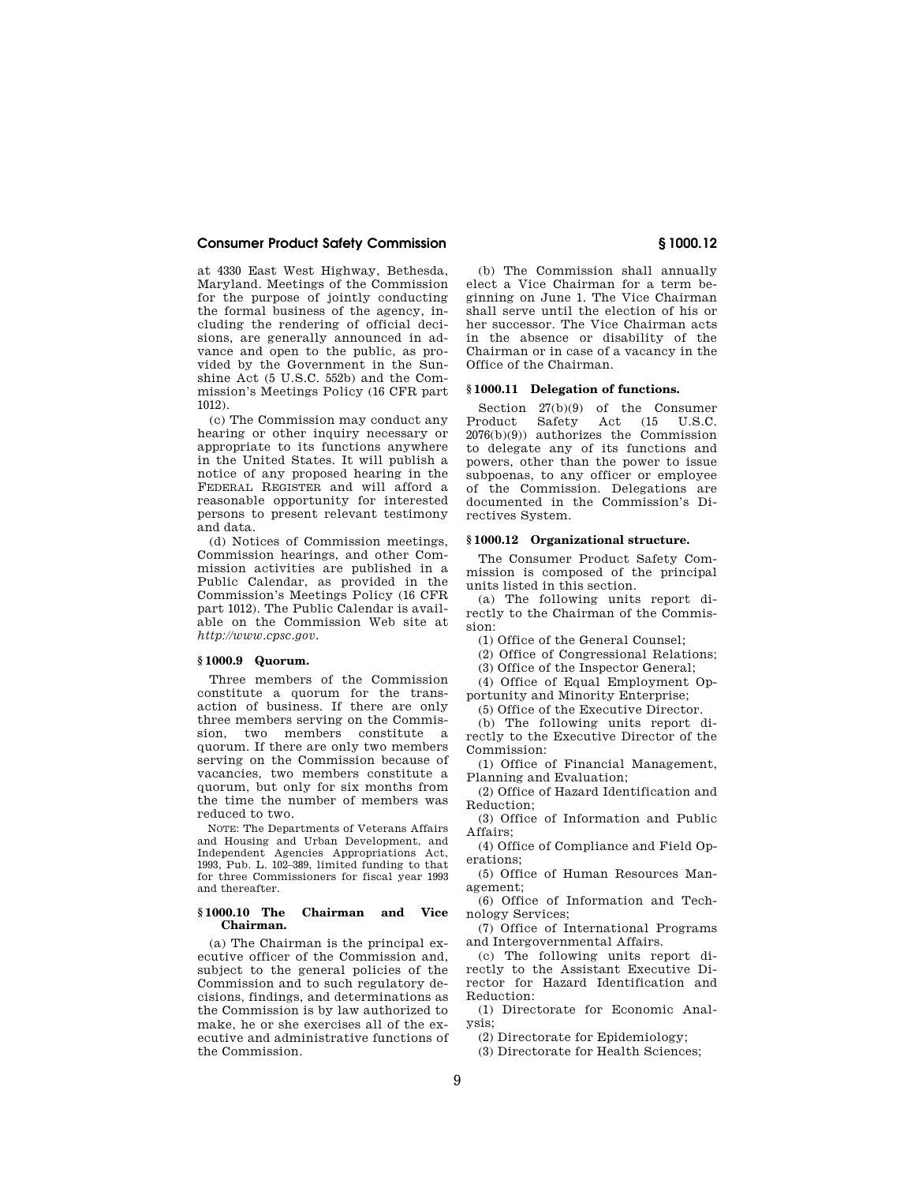at 4330 East West Highway, Bethesda, Maryland. Meetings of the Commission for the purpose of jointly conducting the formal business of the agency, including the rendering of official decisions, are generally announced in advance and open to the public, as provided by the Government in the Sunshine Act (5 U.S.C. 552b) and the Commission's Meetings Policy (16 CFR part 1012).

(c) The Commission may conduct any hearing or other inquiry necessary or appropriate to its functions anywhere in the United States. It will publish a notice of any proposed hearing in the FEDERAL REGISTER and will afford a reasonable opportunity for interested persons to present relevant testimony and data.

(d) Notices of Commission meetings, Commission hearings, and other Commission activities are published in a Public Calendar, as provided in the Commission's Meetings Policy (16 CFR part 1012). The Public Calendar is available on the Commission Web site at *http://www.cpsc.gov*.

### § 1000.9 Quorum.

Three members of the Commission constitute a quorum for the transaction of business. If there are only three members serving on the Commission, two members constitute a quorum. If there are only two members serving on the Commission because of vacancies, two members constitute a quorum, but only for six months from the time the number of members was reduced to two.

NOTE: The Departments of Veterans Affairs and Housing and Urban Development, and Independent Agencies Appropriations Act, 1993, Pub. L. 102–389, limited funding to that for three Commissioners for fiscal year 1993 and thereafter.

### § 1000.10 The Chairman and Vice Chairman.

(a) The Chairman is the principal executive officer of the Commission and, subject to the general policies of the Commission and to such regulatory decisions, findings, and determinations as the Commission is by law authorized to make, he or she exercises all of the executive and administrative functions of the Commission.

(b) The Commission shall annually elect a Vice Chairman for a term beginning on June 1. The Vice Chairman shall serve until the election of his or her successor. The Vice Chairman acts in the absence or disability of the Chairman or in case of a vacancy in the Office of the Chairman.

### § 1000.11 Delegation of functions.

Section 27(b)(9) of the Consumer Product Safety Act (15 U.S.C. 2076(b)(9)) authorizes the Commission to delegate any of its functions and powers, other than the power to issue subpoenas, to any officer or employee of the Commission. Delegations are documented in the Commission's Directives System.

### § 1000.12 Organizational structure.

The Consumer Product Safety Commission is composed of the principal units listed in this section.

(a) The following units report directly to the Chairman of the Commission:

(1) Office of the General Counsel;

(2) Office of Congressional Relations;

(3) Office of the Inspector General;

(4) Office of Equal Employment Opportunity and Minority Enterprise;

(5) Office of the Executive Director.

(b) The following units report directly to the Executive Director of the Commission:

(1) Office of Financial Management, Planning and Evaluation;

(2) Office of Hazard Identification and Reduction;

(3) Office of Information and Public Affairs;

(4) Office of Compliance and Field Operations;

(5) Office of Human Resources Management;

(6) Office of Information and Technology Services;

(7) Office of International Programs and Intergovernmental Affairs.

(c) The following units report directly to the Assistant Executive Director for Hazard Identification and Reduction:

(1) Directorate for Economic Analysis;

(2) Directorate for Epidemiology;

(3) Directorate for Health Sciences;